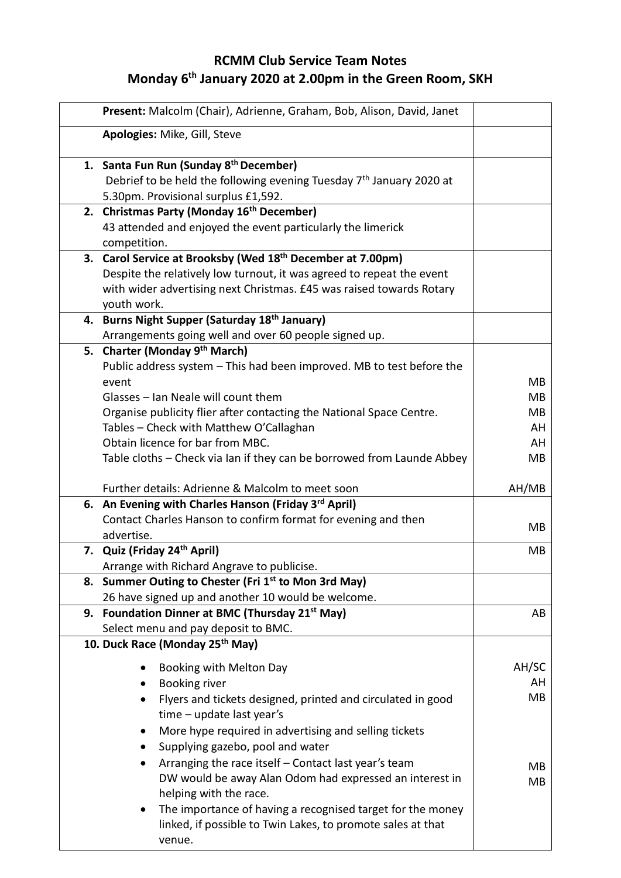# RCMM Club Service Team Notes
## Monday 6th January 2020 at 2.00pm in the Green Room, SKH

| | |
|---|---|
| **Present:** Malcolm (Chair), Adrienne, Graham, Bob, Alison, David, Janet | |
| **Apologies:** Mike, Gill, Steve | |
| **1. Santa Fun Run (Sunday 8th December)**<br>Debrief to be held the following evening Tuesday 7th January 2020 at 5.30pm. Provisional surplus £1,592. | |
| **2. Christmas Party (Monday 16th December)**<br>43 attended and enjoyed the event particularly the limerick competition. | |
| **3. Carol Service at Brooksby (Wed 18th December at 7.00pm)**<br>Despite the relatively low turnout, it was agreed to repeat the event with wider advertising next Christmas. £45 was raised towards Rotary youth work. | |
| **4. Burns Night Supper (Saturday 18th January)**<br>Arrangements going well and over 60 people signed up. | |
| **5. Charter (Monday 9th March)**<br>Public address system – This had been improved. MB to test before the event<br>Glasses – Ian Neale will count them<br>Organise publicity flier after contacting the National Space Centre.<br>Tables – Check with Matthew O'Callaghan<br>Obtain licence for bar from MBC.<br>Table cloths – Check via Ian if they can be borrowed from Launde Abbey<br><br>Further details: Adrienne & Malcolm to meet soon | MB<br>MB<br>MB<br>AH<br>AH<br>MB<br><br>AH/MB |
| **6. An Evening with Charles Hanson (Friday 3rd April)**<br>Contact Charles Hanson to confirm format for evening and then advertise. | MB |
| **7. Quiz (Friday 24th April)**<br>Arrange with Richard Angrave to publicise. | MB |
| **8. Summer Outing to Chester (Fri 1st to Mon 3rd May)**<br>26 have signed up and another 10 would be welcome. | |
| **9. Foundation Dinner at BMC (Thursday 21st May)**<br>Select menu and pay deposit to BMC. | AB |
| **10. Duck Race (Monday 25th May)**<br>• Booking with Melton Day<br>• Booking river<br>• Flyers and tickets designed, printed and circulated in good time – update last year's<br>• More hype required in advertising and selling tickets<br>• Supplying gazebo, pool and water<br>• Arranging the race itself – Contact last year's team DW would be away Alan Odom had expressed an interest in helping with the race.<br>• The importance of having a recognised target for the money linked, if possible to Twin Lakes, to promote sales at that venue. | AH/SC<br>AH<br>MB<br><br><br>MB<br>MB |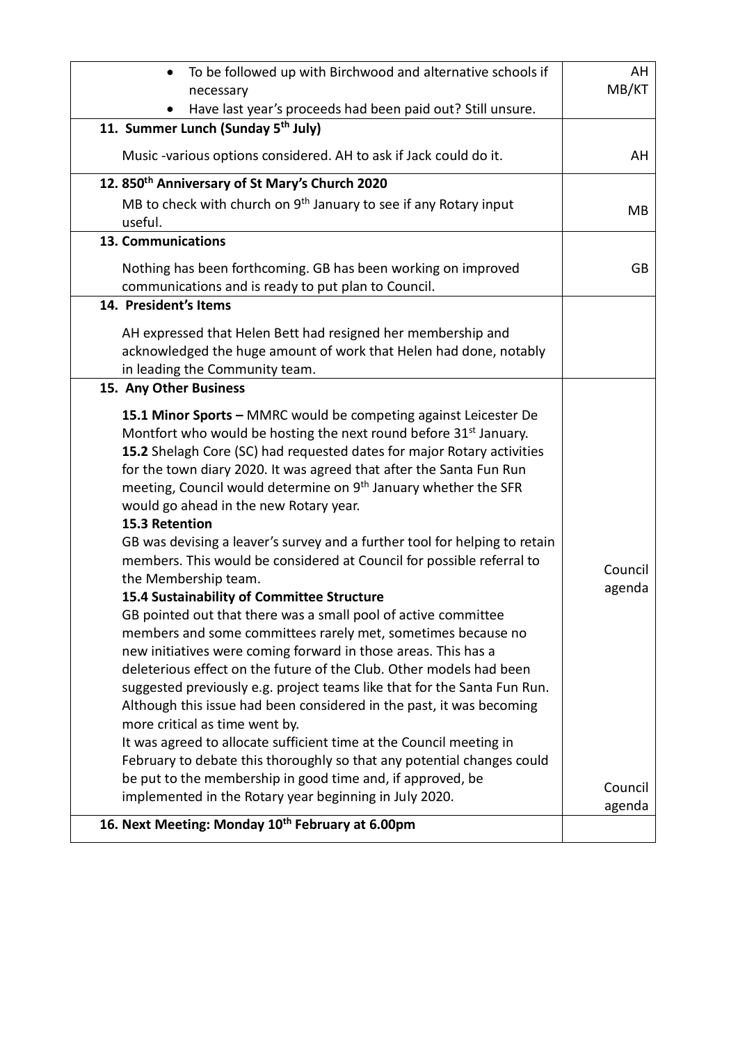| | |
|---|---|
| • To be followed up with Birchwood and alternative schools if necessary<br>• Have last year's proceeds had been paid out? Still unsure. | AH<br>MB/KT |
| **11. Summer Lunch (Sunday 5th July)**<br><br>Music -various options considered. AH to ask if Jack could do it. | AH |
| **12. 850th Anniversary of St Mary's Church 2020**<br><br>MB to check with church on 9th January to see if any Rotary input useful. | MB |
| **13. Communications**<br><br>Nothing has been forthcoming. GB has been working on improved communications and is ready to put plan to Council. | GB |
| **14. President's Items**<br><br>AH expressed that Helen Bett had resigned her membership and acknowledged the huge amount of work that Helen had done, notably in leading the Community team. | |
| **15. Any Other Business**<br><br>**15.1 Minor Sports –** MMRC would be competing against Leicester De Montfort who would be hosting the next round before 31st January.<br>**15.2** Shelagh Core (SC) had requested dates for major Rotary activities for the town diary 2020. It was agreed that after the Santa Fun Run meeting, Council would determine on 9th January whether the SFR would go ahead in the new Rotary year.<br>**15.3 Retention**<br>GB was devising a leaver's survey and a further tool for helping to retain members. This would be considered at Council for possible referral to the Membership team.<br>**15.4 Sustainability of Committee Structure**<br>GB pointed out that there was a small pool of active committee members and some committees rarely met, sometimes because no new initiatives were coming forward in those areas. This has a deleterious effect on the future of the Club. Other models had been suggested previously e.g. project teams like that for the Santa Fun Run. Although this issue had been considered in the past, it was becoming more critical as time went by.<br>It was agreed to allocate sufficient time at the Council meeting in February to debate this thoroughly so that any potential changes could be put to the membership in good time and, if approved, be implemented in the Rotary year beginning in July 2020. | Council agenda<br><br>Council agenda |
| **16. Next Meeting: Monday 10th February at 6.00pm** | |